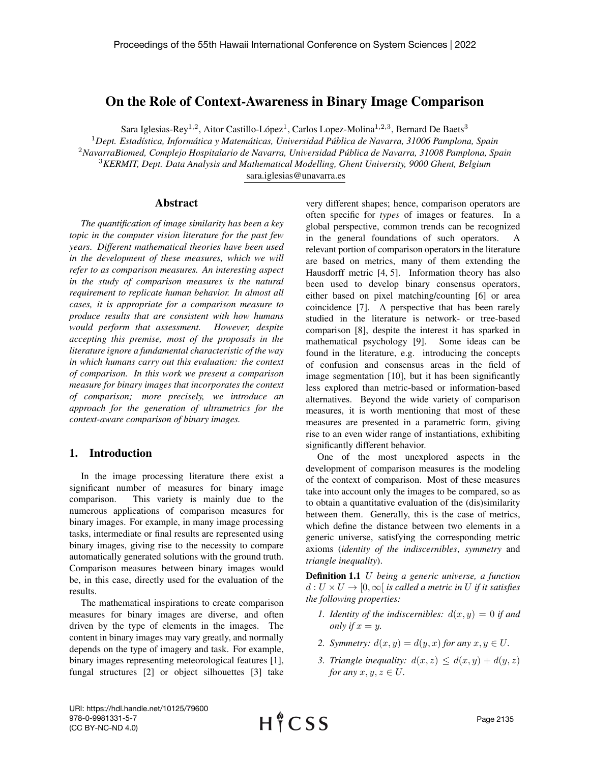# On the Role of Context-Awareness in Binary Image Comparison

Sara Iglesias-Rey[1,2], Aitor Castillo-López[1], Carlos Lopez-Molina[1,2,3], Bernard De Baets[3]

[1] *Dept. Estadística, Informática y Matemáticas, Universidad Pública de Navarra, 31006 Pamplona, Spain*

[2] *NavarraBiomed, Complejo Hospitalario de Navarra, Universidad Pública de Navarra, 31008 Pamplona, Spain*

[3] *KERMIT, Dept. Data Analysis and Mathematical Modelling, Ghent University, 9000 Ghent, Belgium*

sara.iglesias@unavarra.es

## Abstract

*The quantification of image similarity has been a key topic in the computer vision literature for the past few years. Different mathematical theories have been used in the development of these measures, which we will refer to as comparison measures. An interesting aspect in the study of comparison measures is the natural requirement to replicate human behavior. In almost all cases, it is appropriate for a comparison measure to produce results that are consistent with how humans would perform that assessment. However, despite accepting this premise, most of the proposals in the literature ignore a fundamental characteristic of the way in which humans carry out this evaluation: the context of comparison. In this work we present a comparison measure for binary images that incorporates the context of comparison; more precisely, we introduce an approach for the generation of ultrametrics for the context-aware comparison of binary images.*

## 1. Introduction

In the image processing literature there exist a significant number of measures for binary image comparison. This variety is mainly due to the numerous applications of comparison measures for binary images. For example, in many image processing tasks, intermediate or final results are represented using binary images, giving rise to the necessity to compare automatically generated solutions with the ground truth. Comparison measures between binary images would be, in this case, directly used for the evaluation of the results.

The mathematical inspirations to create comparison measures for binary images are diverse, and often driven by the type of elements in the images. The content in binary images may vary greatly, and normally depends on the type of imagery and task. For example, binary images representing meteorological features [1], fungal structures [2] or object silhouettes [3] take very different shapes; hence, comparison operators are often specific for *types* of images or features. In a global perspective, common trends can be recognized in the general foundations of such operators. A relevant portion of comparison operators in the literature are based on metrics, many of them extending the Hausdorff metric [4, 5]. Information theory has also been used to develop binary consensus operators, either based on pixel matching/counting [6] or area coincidence [7]. A perspective that has been rarely studied in the literature is network- or tree-based comparison [8], despite the interest it has sparked in mathematical psychology [9]. Some ideas can be found in the literature, e.g. introducing the concepts of confusion and consensus areas in the field of image segmentation [10], but it has been significantly less explored than metric-based or information-based alternatives. Beyond the wide variety of comparison measures, it is worth mentioning that most of these measures are presented in a parametric form, giving rise to an even wider range of instantiations, exhibiting significantly different behavior.

One of the most unexplored aspects in the development of comparison measures is the modeling of the context of comparison. Most of these measures take into account only the images to be compared, so as to obtain a quantitative evaluation of the (dis)similarity between them. Generally, this is the case of metrics, which define the distance between two elements in a generic universe, satisfying the corresponding metric axioms (*identity of the indiscernibles*, *symmetry* and *triangle inequality*).

**Definition 1.1** *$U$ being a generic universe, a function $d : U \times U \to [0, \infty[$ is called a metric in $U$ if it satisfies the following properties:*

1. *Identity of the indiscernibles: $d(x, y) = 0$ if and only if $x = y$.*
2. *Symmetry: $d(x, y) = d(y, x)$ for any $x, y \in U$.*
3. *Triangle inequality: $d(x, z) \leq d(x, y) + d(y, z)$ for any $x, y, z \in U$.*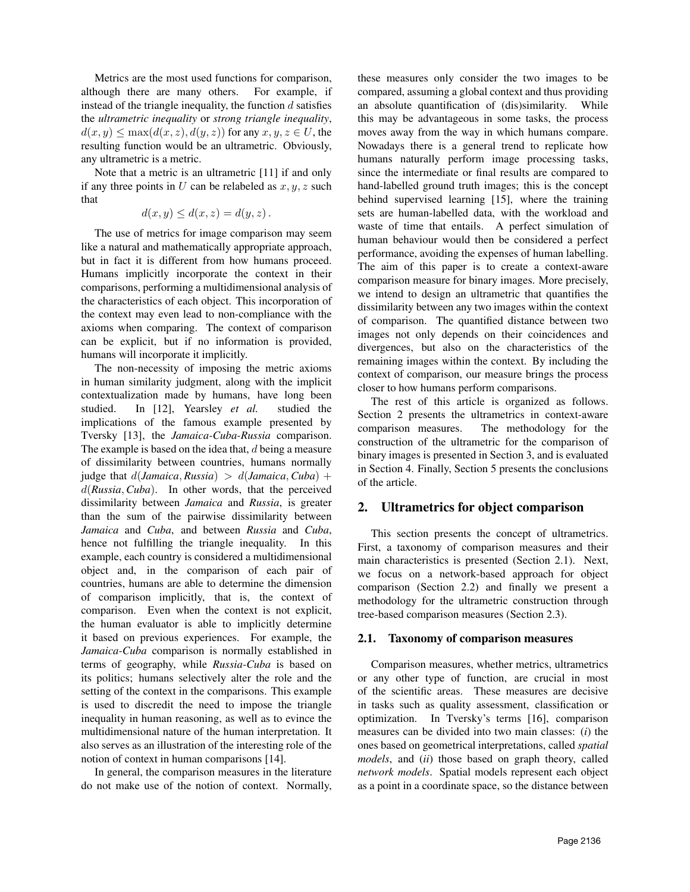Metrics are the most used functions for comparison, although there are many others. For example, if instead of the triangle inequality, the function $d$ satisfies the *ultrametric inequality* or *strong triangle inequality*, $d(x, y) \leq \max(d(x, z), d(y, z))$ for any $x, y, z \in U$, the resulting function would be an ultrametric. Obviously, any ultrametric is a metric.

Note that a metric is an ultrametric [11] if and only if any three points in $U$ can be relabeled as $x, y, z$ such that

$$d(x, y) \leq d(x, z) = d(y, z) .$$

The use of metrics for image comparison may seem like a natural and mathematically appropriate approach, but in fact it is different from how humans proceed. Humans implicitly incorporate the context in their comparisons, performing a multidimensional analysis of the characteristics of each object. This incorporation of the context may even lead to non-compliance with the axioms when comparing. The context of comparison can be explicit, but if no information is provided, humans will incorporate it implicitly.

The non-necessity of imposing the metric axioms in human similarity judgment, along with the implicit contextualization made by humans, have long been studied. In [12], Yearsley *et al.* studied the implications of the famous example presented by Tversky [13], the *Jamaica-Cuba-Russia* comparison. The example is based on the idea that, $d$ being a measure of dissimilarity between countries, humans normally judge that $d(\textit{Jamaica}, \textit{Russia}) > d(\textit{Jamaica}, \textit{Cuba}) + d(\textit{Russia}, \textit{Cuba})$. In other words, that the perceived dissimilarity between *Jamaica* and *Russia*, is greater than the sum of the pairwise dissimilarity between *Jamaica* and *Cuba*, and between *Russia* and *Cuba*, hence not fulfilling the triangle inequality. In this example, each country is considered a multidimensional object and, in the comparison of each pair of countries, humans are able to determine the dimension of comparison implicitly, that is, the context of comparison. Even when the context is not explicit, the human evaluator is able to implicitly determine it based on previous experiences. For example, the *Jamaica-Cuba* comparison is normally established in terms of geography, while *Russia-Cuba* is based on its politics; humans selectively alter the role and the setting of the context in the comparisons. This example is used to discredit the need to impose the triangle inequality in human reasoning, as well as to evince the multidimensional nature of the human interpretation. It also serves as an illustration of the interesting role of the notion of context in human comparisons [14].

In general, the comparison measures in the literature do not make use of the notion of context. Normally, these measures only consider the two images to be compared, assuming a global context and thus providing an absolute quantification of (dis)similarity. While this may be advantageous in some tasks, the process moves away from the way in which humans compare. Nowadays there is a general trend to replicate how humans naturally perform image processing tasks, since the intermediate or final results are compared to hand-labelled ground truth images; this is the concept behind supervised learning [15], where the training sets are human-labelled data, with the workload and waste of time that entails. A perfect simulation of human behaviour would then be considered a perfect performance, avoiding the expenses of human labelling. The aim of this paper is to create a context-aware comparison measure for binary images. More precisely, we intend to design an ultrametric that quantifies the dissimilarity between any two images within the context of comparison. The quantified distance between two images not only depends on their coincidences and divergences, but also on the characteristics of the remaining images within the context. By including the context of comparison, our measure brings the process closer to how humans perform comparisons.

The rest of this article is organized as follows. Section 2 presents the ultrametrics in context-aware comparison measures. The methodology for the construction of the ultrametric for the comparison of binary images is presented in Section 3, and is evaluated in Section 4. Finally, Section 5 presents the conclusions of the article.

## 2. Ultrametrics for object comparison

This section presents the concept of ultrametrics. First, a taxonomy of comparison measures and their main characteristics is presented (Section 2.1). Next, we focus on a network-based approach for object comparison (Section 2.2) and finally we present a methodology for the ultrametric construction through tree-based comparison measures (Section 2.3).

### 2.1. Taxonomy of comparison measures

Comparison measures, whether metrics, ultrametrics or any other type of function, are crucial in most of the scientific areas. These measures are decisive in tasks such as quality assessment, classification or optimization. In Tversky's terms [16], comparison measures can be divided into two main classes: (*i*) the ones based on geometrical interpretations, called *spatial models*, and (*ii*) those based on graph theory, called *network models*. Spatial models represent each object as a point in a coordinate space, so the distance between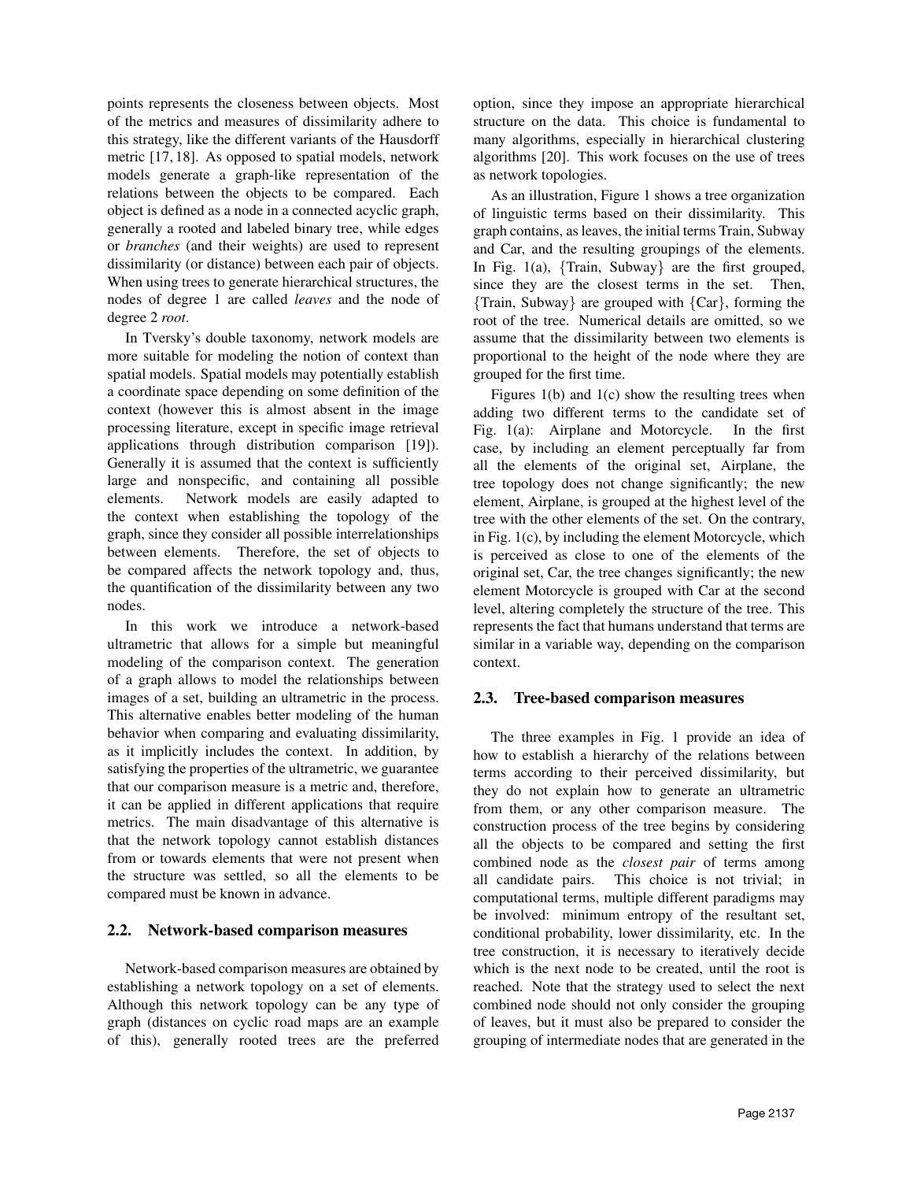points represents the closeness between objects. Most of the metrics and measures of dissimilarity adhere to this strategy, like the different variants of the Hausdorff metric [17, 18]. As opposed to spatial models, network models generate a graph-like representation of the relations between the objects to be compared. Each object is defined as a node in a connected acyclic graph, generally a rooted and labeled binary tree, while edges or *branches* (and their weights) are used to represent dissimilarity (or distance) between each pair of objects. When using trees to generate hierarchical structures, the nodes of degree 1 are called *leaves* and the node of degree 2 *root*.

In Tversky's double taxonomy, network models are more suitable for modeling the notion of context than spatial models. Spatial models may potentially establish a coordinate space depending on some definition of the context (however this is almost absent in the image processing literature, except in specific image retrieval applications through distribution comparison [19]). Generally it is assumed that the context is sufficiently large and nonspecific, and containing all possible elements. Network models are easily adapted to the context when establishing the topology of the graph, since they consider all possible interrelationships between elements. Therefore, the set of objects to be compared affects the network topology and, thus, the quantification of the dissimilarity between any two nodes.

In this work we introduce a network-based ultrametric that allows for a simple but meaningful modeling of the comparison context. The generation of a graph allows to model the relationships between images of a set, building an ultrametric in the process. This alternative enables better modeling of the human behavior when comparing and evaluating dissimilarity, as it implicitly includes the context. In addition, by satisfying the properties of the ultrametric, we guarantee that our comparison measure is a metric and, therefore, it can be applied in different applications that require metrics. The main disadvantage of this alternative is that the network topology cannot establish distances from or towards elements that were not present when the structure was settled, so all the elements to be compared must be known in advance.

## 2.2. Network-based comparison measures

Network-based comparison measures are obtained by establishing a network topology on a set of elements. Although this network topology can be any type of graph (distances on cyclic road maps are an example of this), generally rooted trees are the preferred option, since they impose an appropriate hierarchical structure on the data. This choice is fundamental to many algorithms, especially in hierarchical clustering algorithms [20]. This work focuses on the use of trees as network topologies.

As an illustration, Figure 1 shows a tree organization of linguistic terms based on their dissimilarity. This graph contains, as leaves, the initial terms Train, Subway and Car, and the resulting groupings of the elements. In Fig. 1(a), {Train, Subway} are the first grouped, since they are the closest terms in the set. Then, {Train, Subway} are grouped with {Car}, forming the root of the tree. Numerical details are omitted, so we assume that the dissimilarity between two elements is proportional to the height of the node where they are grouped for the first time.

Figures 1(b) and 1(c) show the resulting trees when adding two different terms to the candidate set of Fig. 1(a): Airplane and Motorcycle. In the first case, by including an element perceptually far from all the elements of the original set, Airplane, the tree topology does not change significantly; the new element, Airplane, is grouped at the highest level of the tree with the other elements of the set. On the contrary, in Fig. 1(c), by including the element Motorcycle, which is perceived as close to one of the elements of the original set, Car, the tree changes significantly; the new element Motorcycle is grouped with Car at the second level, altering completely the structure of the tree. This represents the fact that humans understand that terms are similar in a variable way, depending on the comparison context.

## 2.3. Tree-based comparison measures

The three examples in Fig. 1 provide an idea of how to establish a hierarchy of the relations between terms according to their perceived dissimilarity, but they do not explain how to generate an ultrametric from them, or any other comparison measure. The construction process of the tree begins by considering all the objects to be compared and setting the first combined node as the *closest pair* of terms among all candidate pairs. This choice is not trivial; in computational terms, multiple different paradigms may be involved: minimum entropy of the resultant set, conditional probability, lower dissimilarity, etc. In the tree construction, it is necessary to iteratively decide which is the next node to be created, until the root is reached. Note that the strategy used to select the next combined node should not only consider the grouping of leaves, but it must also be prepared to consider the grouping of intermediate nodes that are generated in the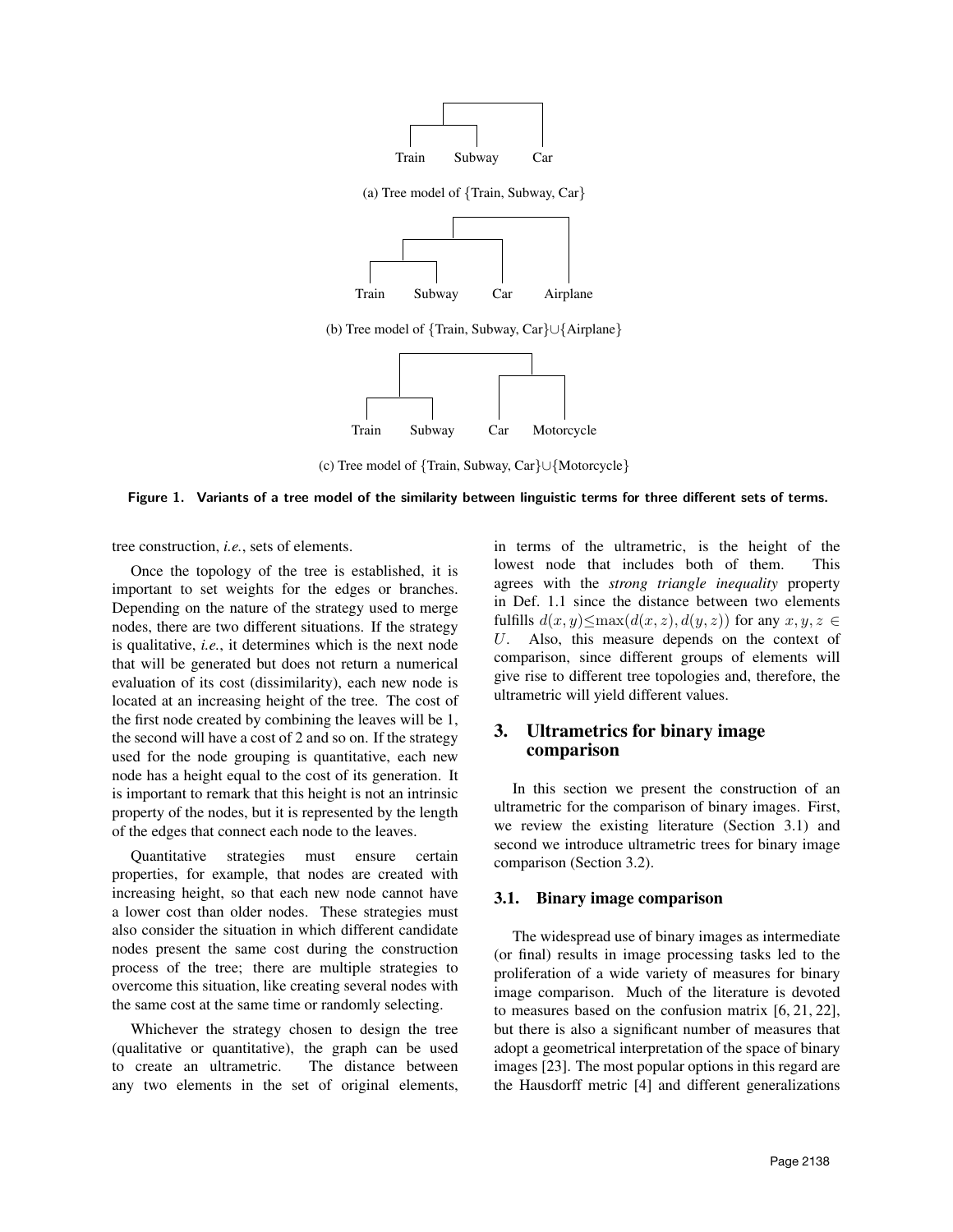Train Subway Car

(a) Tree model of {Train, Subway, Car}

Train Subway Car Airplane

(b) Tree model of {Train, Subway, Car}∪{Airplane}

Train Subway Car Motorcycle

(c) Tree model of {Train, Subway, Car}∪{Motorcycle}

**Figure 1. Variants of a tree model of the similarity between linguistic terms for three different sets of terms.**

tree construction, *i.e.*, sets of elements.

Once the topology of the tree is established, it is important to set weights for the edges or branches. Depending on the nature of the strategy used to merge nodes, there are two different situations. If the strategy is qualitative, *i.e.*, it determines which is the next node that will be generated but does not return a numerical evaluation of its cost (dissimilarity), each new node is located at an increasing height of the tree. The cost of the first node created by combining the leaves will be 1, the second will have a cost of 2 and so on. If the strategy used for the node grouping is quantitative, each new node has a height equal to the cost of its generation. It is important to remark that this height is not an intrinsic property of the nodes, but it is represented by the length of the edges that connect each node to the leaves.

Quantitative strategies must ensure certain properties, for example, that nodes are created with increasing height, so that each new node cannot have a lower cost than older nodes. These strategies must also consider the situation in which different candidate nodes present the same cost during the construction process of the tree; there are multiple strategies to overcome this situation, like creating several nodes with the same cost at the same time or randomly selecting.

Whichever the strategy chosen to design the tree (qualitative or quantitative), the graph can be used to create an ultrametric. The distance between any two elements in the set of original elements, in terms of the ultrametric, is the height of the lowest node that includes both of them. This agrees with the *strong triangle inequality* property in Def. 1.1 since the distance between two elements fulfills $d(x,y) \leq \max(d(x,z), d(y,z))$ for any $x, y, z \in U$. Also, this measure depends on the context of comparison, since different groups of elements will give rise to different tree topologies and, therefore, the ultrametric will yield different values.

## 3. Ultrametrics for binary image comparison

In this section we present the construction of an ultrametric for the comparison of binary images. First, we review the existing literature (Section 3.1) and second we introduce ultrametric trees for binary image comparison (Section 3.2).

### 3.1. Binary image comparison

The widespread use of binary images as intermediate (or final) results in image processing tasks led to the proliferation of a wide variety of measures for binary image comparison. Much of the literature is devoted to measures based on the confusion matrix [6, 21, 22], but there is also a significant number of measures that adopt a geometrical interpretation of the space of binary images [23]. The most popular options in this regard are the Hausdorff metric [4] and different generalizations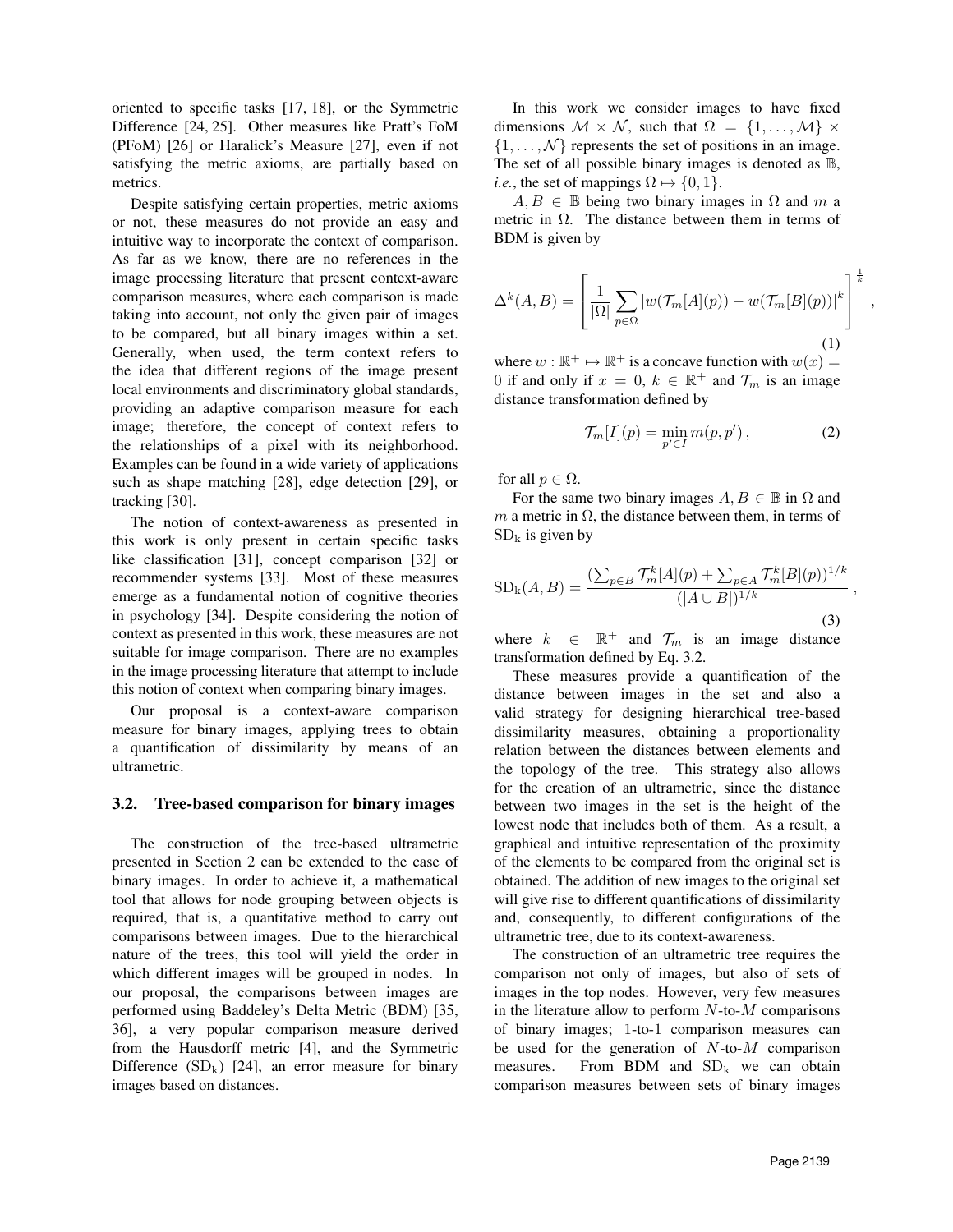oriented to specific tasks [17, 18], or the Symmetric Difference [24, 25]. Other measures like Pratt's FoM (PFoM) [26] or Haralick's Measure [27], even if not satisfying the metric axioms, are partially based on metrics.

Despite satisfying certain properties, metric axioms or not, these measures do not provide an easy and intuitive way to incorporate the context of comparison. As far as we know, there are no references in the image processing literature that present context-aware comparison measures, where each comparison is made taking into account, not only the given pair of images to be compared, but all binary images within a set. Generally, when used, the term context refers to the idea that different regions of the image present local environments and discriminatory global standards, providing an adaptive comparison measure for each image; therefore, the concept of context refers to the relationships of a pixel with its neighborhood. Examples can be found in a wide variety of applications such as shape matching [28], edge detection [29], or tracking [30].

The notion of context-awareness as presented in this work is only present in certain specific tasks like classification [31], concept comparison [32] or recommender systems [33]. Most of these measures emerge as a fundamental notion of cognitive theories in psychology [34]. Despite considering the notion of context as presented in this work, these measures are not suitable for image comparison. There are no examples in the image processing literature that attempt to include this notion of context when comparing binary images.

Our proposal is a context-aware comparison measure for binary images, applying trees to obtain a quantification of dissimilarity by means of an ultrametric.

### 3.2. Tree-based comparison for binary images

The construction of the tree-based ultrametric presented in Section 2 can be extended to the case of binary images. In order to achieve it, a mathematical tool that allows for node grouping between objects is required, that is, a quantitative method to carry out comparisons between images. Due to the hierarchical nature of the trees, this tool will yield the order in which different images will be grouped in nodes. In our proposal, the comparisons between images are performed using Baddeley's Delta Metric (BDM) [35, 36], a very popular comparison measure derived from the Hausdorff metric [4], and the Symmetric Difference ($\mathrm{SD_k}$) [24], an error measure for binary images based on distances.

In this work we consider images to have fixed dimensions $\mathcal{M} \times \mathcal{N}$, such that $\Omega = \{1, \ldots, \mathcal{M}\} \times \{1, \ldots, \mathcal{N}\}$ represents the set of positions in an image. The set of all possible binary images is denoted as $\mathbb{B}$, *i.e.*, the set of mappings $\Omega \mapsto \{0, 1\}$.

$A, B \in \mathbb{B}$ being two binary images in $\Omega$ and $m$ a metric in $\Omega$. The distance between them in terms of BDM is given by

$$\Delta^k(A, B) = \left[ \frac{1}{|\Omega|} \sum_{p \in \Omega} |w(\mathcal{T}_m[A](p)) - w(\mathcal{T}_m[B](p))|^k \right]^{\frac{1}{k}}, \tag{1}$$

where $w : \mathbb{R}^+ \mapsto \mathbb{R}^+$ is a concave function with $w(x) = 0$ if and only if $x = 0$, $k \in \mathbb{R}^+$ and $\mathcal{T}_m$ is an image distance transformation defined by

$$\mathcal{T}_m[I](p) = \min_{p' \in I} m(p, p'), \tag{2}$$

for all $p \in \Omega$.

For the same two binary images $A, B \in \mathbb{B}$ in $\Omega$ and $m$ a metric in $\Omega$, the distance between them, in terms of $\mathrm{SD_k}$ is given by

$$\mathrm{SD_k}(A, B) = \frac{(\sum_{p \in B} \mathcal{T}_m^k[A](p) + \sum_{p \in A} \mathcal{T}_m^k[B](p))^{1/k}}{(|A \cup B|)^{1/k}}, \tag{3}$$

where $k \in \mathbb{R}^+$ and $\mathcal{T}_m$ is an image distance transformation defined by Eq. 3.2.

These measures provide a quantification of the distance between images in the set and also a valid strategy for designing hierarchical tree-based dissimilarity measures, obtaining a proportionality relation between the distances between elements and the topology of the tree. This strategy also allows for the creation of an ultrametric, since the distance between two images in the set is the height of the lowest node that includes both of them. As a result, a graphical and intuitive representation of the proximity of the elements to be compared from the original set is obtained. The addition of new images to the original set will give rise to different quantifications of dissimilarity and, consequently, to different configurations of the ultrametric tree, due to its context-awareness.

The construction of an ultrametric tree requires the comparison not only of images, but also of sets of images in the top nodes. However, very few measures in the literature allow to perform $N$-to-$M$ comparisons of binary images; 1-to-1 comparison measures can be used for the generation of $N$-to-$M$ comparison measures. From BDM and $\mathrm{SD_k}$ we can obtain comparison measures between sets of binary images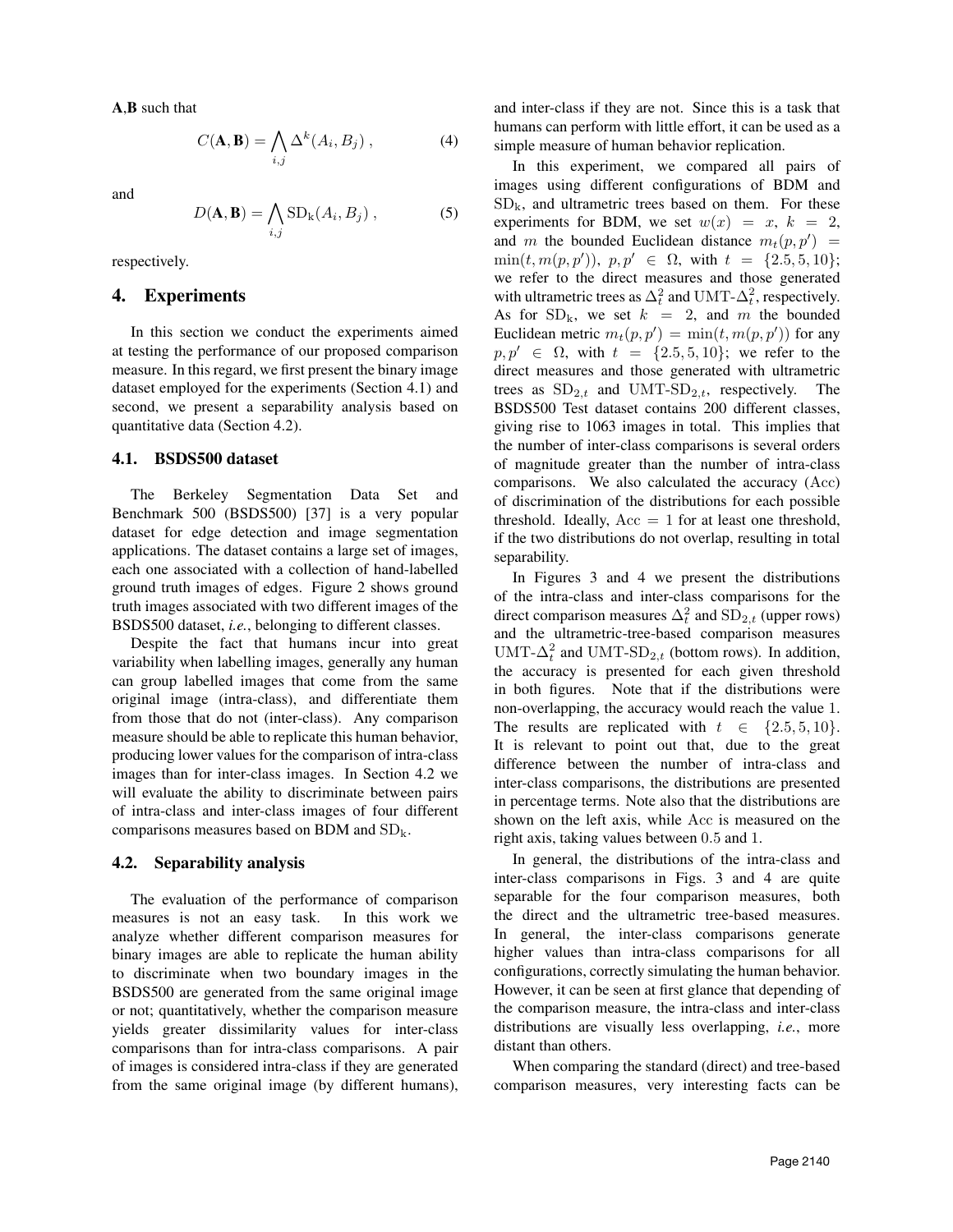**A**,**B** such that

$$C(\mathbf{A}, \mathbf{B}) = \bigwedge_{i,j} \Delta^k(A_i, B_j) \,, \tag{4}$$

and

$$D(\mathbf{A}, \mathbf{B}) = \bigwedge_{i,j} \mathrm{SD}_{\mathrm{k}}(A_i, B_j) \,, \tag{5}$$

respectively.

## 4. Experiments

In this section we conduct the experiments aimed at testing the performance of our proposed comparison measure. In this regard, we first present the binary image dataset employed for the experiments (Section 4.1) and second, we present a separability analysis based on quantitative data (Section 4.2).

### 4.1. BSDS500 dataset

The Berkeley Segmentation Data Set and Benchmark 500 (BSDS500) [37] is a very popular dataset for edge detection and image segmentation applications. The dataset contains a large set of images, each one associated with a collection of hand-labelled ground truth images of edges. Figure 2 shows ground truth images associated with two different images of the BSDS500 dataset, *i.e.*, belonging to different classes.

Despite the fact that humans incur into great variability when labelling images, generally any human can group labelled images that come from the same original image (intra-class), and differentiate them from those that do not (inter-class). Any comparison measure should be able to replicate this human behavior, producing lower values for the comparison of intra-class images than for inter-class images. In Section 4.2 we will evaluate the ability to discriminate between pairs of intra-class and inter-class images of four different comparisons measures based on BDM and $\mathrm{SD}_{\mathrm{k}}$.

### 4.2. Separability analysis

The evaluation of the performance of comparison measures is not an easy task. In this work we analyze whether different comparison measures for binary images are able to replicate the human ability to discriminate when two boundary images in the BSDS500 are generated from the same original image or not; quantitatively, whether the comparison measure yields greater dissimilarity values for inter-class comparisons than for intra-class comparisons. A pair of images is considered intra-class if they are generated from the same original image (by different humans), and inter-class if they are not. Since this is a task that humans can perform with little effort, it can be used as a simple measure of human behavior replication.

In this experiment, we compared all pairs of images using different configurations of BDM and $\mathrm{SD}_{\mathrm{k}}$, and ultrametric trees based on them. For these experiments for BDM, we set $w(x) = x$, $k = 2$, and $m$ the bounded Euclidean distance $m_t(p, p') = \min(t, m(p, p'))$, $p, p' \in \Omega$, with $t = \{2.5, 5, 10\}$; we refer to the direct measures and those generated with ultrametric trees as $\Delta_t^2$ and $\mathrm{UMT}\text{-}\Delta_t^2$, respectively. As for $\mathrm{SD}_{\mathrm{k}}$, we set $k = 2$, and $m$ the bounded Euclidean metric $m_t(p, p') = \min(t, m(p, p'))$ for any $p, p' \in \Omega$, with $t = \{2.5, 5, 10\}$; we refer to the direct measures and those generated with ultrametric trees as $\mathrm{SD}_{2,t}$ and $\mathrm{UMT}\text{-}\mathrm{SD}_{2,t}$, respectively. The BSDS500 Test dataset contains 200 different classes, giving rise to 1063 images in total. This implies that the number of inter-class comparisons is several orders of magnitude greater than the number of intra-class comparisons. We also calculated the accuracy (Acc) of discrimination of the distributions for each possible threshold. Ideally, $\mathrm{Acc} = 1$ for at least one threshold, if the two distributions do not overlap, resulting in total separability.

In Figures 3 and 4 we present the distributions of the intra-class and inter-class comparisons for the direct comparison measures $\Delta_t^2$ and $\mathrm{SD}_{2,t}$ (upper rows) and the ultrametric-tree-based comparison measures $\mathrm{UMT}\text{-}\Delta_t^2$ and $\mathrm{UMT}\text{-}\mathrm{SD}_{2,t}$ (bottom rows). In addition, the accuracy is presented for each given threshold in both figures. Note that if the distributions were non-overlapping, the accuracy would reach the value 1. The results are replicated with $t \in \{2.5, 5, 10\}$. It is relevant to point out that, due to the great difference between the number of intra-class and inter-class comparisons, the distributions are presented in percentage terms. Note also that the distributions are shown on the left axis, while Acc is measured on the right axis, taking values between 0.5 and 1.

In general, the distributions of the intra-class and inter-class comparisons in Figs. 3 and 4 are quite separable for the four comparison measures, both the direct and the ultrametric tree-based measures. In general, the inter-class comparisons generate higher values than intra-class comparisons for all configurations, correctly simulating the human behavior. However, it can be seen at first glance that depending of the comparison measure, the intra-class and inter-class distributions are visually less overlapping, *i.e.*, more distant than others.

When comparing the standard (direct) and tree-based comparison measures, very interesting facts can be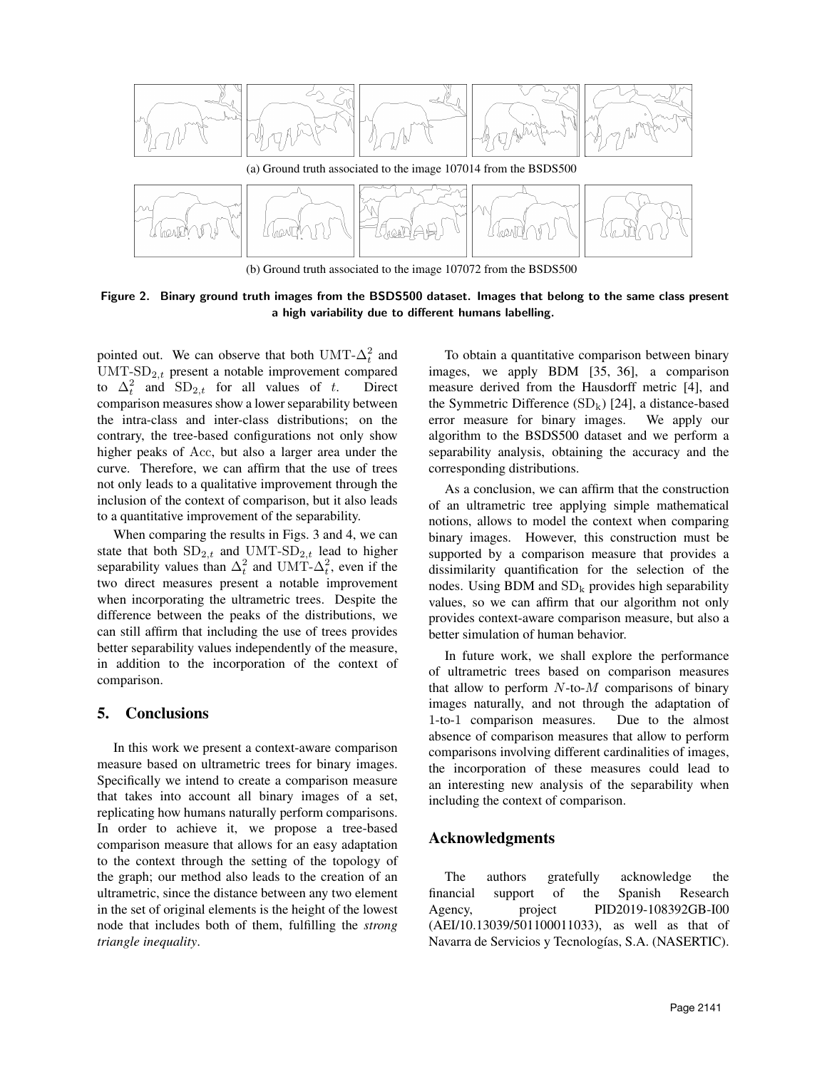(a) Ground truth associated to the image 107014 from the BSDS500

(b) Ground truth associated to the image 107072 from the BSDS500

**Figure 2. Binary ground truth images from the BSDS500 dataset. Images that belong to the same class present a high variability due to different humans labelling.**

pointed out. We can observe that both UMT-$\Delta_t^2$ and UMT-$\mathrm{SD}_{2,t}$ present a notable improvement compared to $\Delta_t^2$ and $\mathrm{SD}_{2,t}$ for all values of $t$. Direct comparison measures show a lower separability between the intra-class and inter-class distributions; on the contrary, the tree-based configurations not only show higher peaks of $\mathrm{Acc}$, but also a larger area under the curve. Therefore, we can affirm that the use of trees not only leads to a qualitative improvement through the inclusion of the context of comparison, but it also leads to a quantitative improvement of the separability.

When comparing the results in Figs. 3 and 4, we can state that both $\mathrm{SD}_{2,t}$ and UMT-$\mathrm{SD}_{2,t}$ lead to higher separability values than $\Delta_t^2$ and UMT-$\Delta_t^2$, even if the two direct measures present a notable improvement when incorporating the ultrametric trees. Despite the difference between the peaks of the distributions, we can still affirm that including the use of trees provides better separability values independently of the measure, in addition to the incorporation of the context of comparison.

## 5. Conclusions

In this work we present a context-aware comparison measure based on ultrametric trees for binary images. Specifically we intend to create a comparison measure that takes into account all binary images of a set, replicating how humans naturally perform comparisons. In order to achieve it, we propose a tree-based comparison measure that allows for an easy adaptation to the context through the setting of the topology of the graph; our method also leads to the creation of an ultrametric, since the distance between any two element in the set of original elements is the height of the lowest node that includes both of them, fulfilling the *strong triangle inequality*.

To obtain a quantitative comparison between binary images, we apply BDM [35, 36], a comparison measure derived from the Hausdorff metric [4], and the Symmetric Difference ($\mathrm{SD}_\mathrm{k}$) [24], a distance-based error measure for binary images. We apply our algorithm to the BSDS500 dataset and we perform a separability analysis, obtaining the accuracy and the corresponding distributions.

As a conclusion, we can affirm that the construction of an ultrametric tree applying simple mathematical notions, allows to model the context when comparing binary images. However, this construction must be supported by a comparison measure that provides a dissimilarity quantification for the selection of the nodes. Using BDM and $\mathrm{SD}_\mathrm{k}$ provides high separability values, so we can affirm that our algorithm not only provides context-aware comparison measure, but also a better simulation of human behavior.

In future work, we shall explore the performance of ultrametric trees based on comparison measures that allow to perform $N$-to-$M$ comparisons of binary images naturally, and not through the adaptation of 1-to-1 comparison measures. Due to the almost absence of comparison measures that allow to perform comparisons involving different cardinalities of images, the incorporation of these measures could lead to an interesting new analysis of the separability when including the context of comparison.

## Acknowledgments

The authors gratefully acknowledge the financial support of the Spanish Research Agency, project PID2019-108392GB-I00 (AEI/10.13039/501100011033), as well as that of Navarra de Servicios y Tecnologías, S.A. (NASERTIC).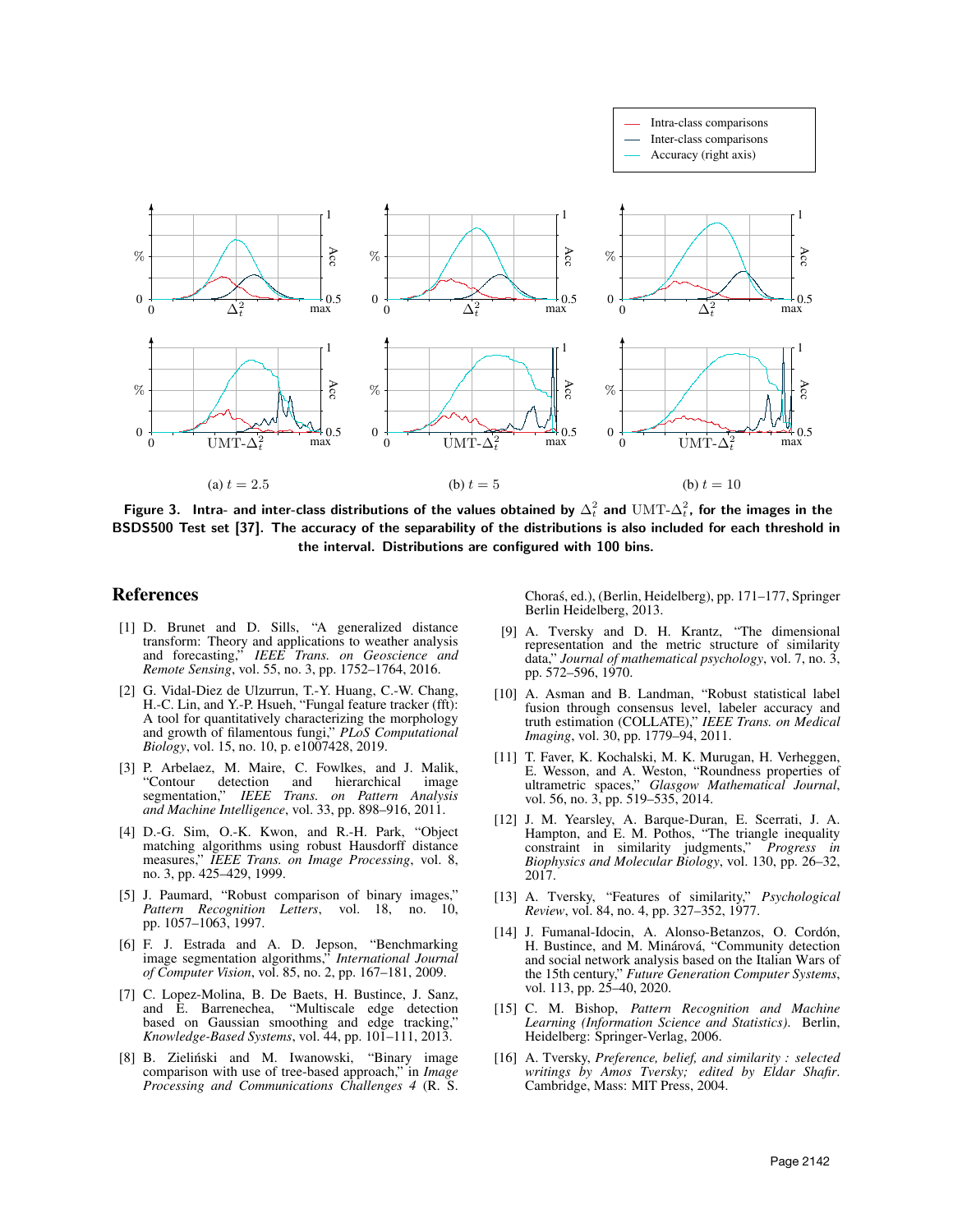Figure 3. Intra- and inter-class distributions of the values obtained by $\Delta_t^2$ and $\mathrm{UMT}\text{-}\Delta_t^2$, for the images in the BSDS500 Test set [37]. The accuracy of the separability of the distributions is also included for each threshold in the interval. Distributions are configured with 100 bins.

## References

[1] D. Brunet and D. Sills, "A generalized distance transform: Theory and applications to weather analysis and forecasting," *IEEE Trans. on Geoscience and Remote Sensing*, vol. 55, no. 3, pp. 1752–1764, 2016.

[2] G. Vidal-Diez de Ulzurrun, T.-Y. Huang, C.-W. Chang, H.-C. Lin, and Y.-P. Hsueh, "Fungal feature tracker (fft): A tool for quantitatively characterizing the morphology and growth of filamentous fungi," *PLoS Computational Biology*, vol. 15, no. 10, p. e1007428, 2019.

[3] P. Arbelaez, M. Maire, C. Fowlkes, and J. Malik, "Contour detection and hierarchical image segmentation," *IEEE Trans. on Pattern Analysis and Machine Intelligence*, vol. 33, pp. 898–916, 2011.

[4] D.-G. Sim, O.-K. Kwon, and R.-H. Park, "Object matching algorithms using robust Hausdorff distance measures," *IEEE Trans. on Image Processing*, vol. 8, no. 3, pp. 425–429, 1999.

[5] J. Paumard, "Robust comparison of binary images," *Pattern Recognition Letters*, vol. 18, no. 10, pp. 1057–1063, 1997.

[6] F. J. Estrada and A. D. Jepson, "Benchmarking image segmentation algorithms," *International Journal of Computer Vision*, vol. 85, no. 2, pp. 167–181, 2009.

[7] C. Lopez-Molina, B. De Baets, H. Bustince, J. Sanz, and E. Barrenechea, "Multiscale edge detection based on Gaussian smoothing and edge tracking," *Knowledge-Based Systems*, vol. 44, pp. 101–111, 2013.

[8] B. Zieliński and M. Iwanowski, "Binary image comparison with use of tree-based approach," in *Image Processing and Communications Challenges 4* (R. S. Choraś, ed.), (Berlin, Heidelberg), pp. 171–177, Springer Berlin Heidelberg, 2013.

[9] A. Tversky and D. H. Krantz, "The dimensional representation and the metric structure of similarity data," *Journal of mathematical psychology*, vol. 7, no. 3, pp. 572–596, 1970.

[10] A. Asman and B. Landman, "Robust statistical label fusion through consensus level, labeler accuracy and truth estimation (COLLATE)," *IEEE Trans. on Medical Imaging*, vol. 30, pp. 1779–94, 2011.

[11] T. Faver, K. Kochalski, M. K. Murugan, H. Verheggen, E. Wesson, and A. Weston, "Roundness properties of ultrametric spaces," *Glasgow Mathematical Journal*, vol. 56, no. 3, pp. 519–535, 2014.

[12] J. M. Yearsley, A. Barque-Duran, E. Scerrati, J. A. Hampton, and E. M. Pothos, "The triangle inequality constraint in similarity judgments," *Progress in Biophysics and Molecular Biology*, vol. 130, pp. 26–32, 2017.

[13] A. Tversky, "Features of similarity," *Psychological Review*, vol. 84, no. 4, pp. 327–352, 1977.

[14] J. Fumanal-Idocin, A. Alonso-Betanzos, O. Cordón, H. Bustince, and M. Minárová, "Community detection and social network analysis based on the Italian Wars of the 15th century," *Future Generation Computer Systems*, vol. 113, pp. 25–40, 2020.

[15] C. M. Bishop, *Pattern Recognition and Machine Learning (Information Science and Statistics)*. Berlin, Heidelberg: Springer-Verlag, 2006.

[16] A. Tversky, *Preference, belief, and similarity : selected writings by Amos Tversky; edited by Eldar Shafir*. Cambridge, Mass: MIT Press, 2004.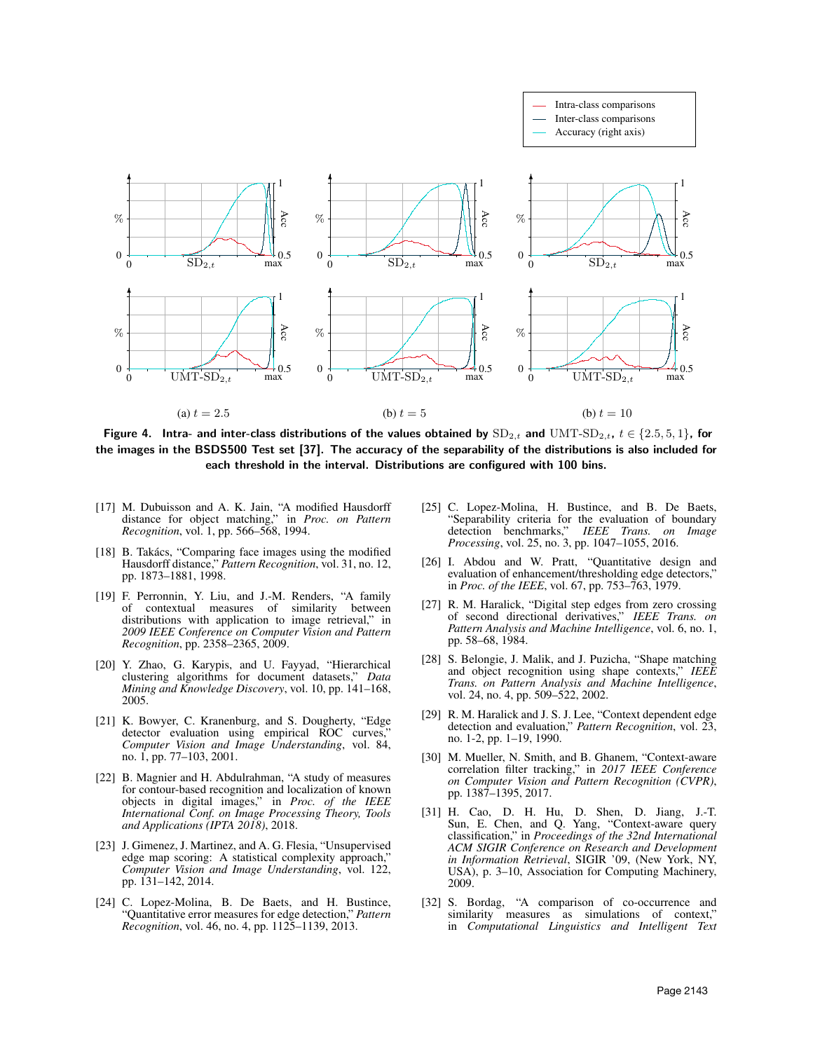Figure 4. Intra- and inter-class distributions of the values obtained by $\mathrm{SD}_{2,t}$ and $\mathrm{UMT\text{-}SD}_{2,t}$, $t \in \{2.5, 5, 1\}$, for the images in the BSDS500 Test set [37]. The accuracy of the separability of the distributions is also included for each threshold in the interval. Distributions are configured with 100 bins.

[17] M. Dubuisson and A. K. Jain, "A modified Hausdorff distance for object matching," in *Proc. on Pattern Recognition*, vol. 1, pp. 566–568, 1994.

[18] B. Takács, "Comparing face images using the modified Hausdorff distance," *Pattern Recognition*, vol. 31, no. 12, pp. 1873–1881, 1998.

[19] F. Perronnin, Y. Liu, and J.-M. Renders, "A family of contextual measures of similarity between distributions with application to image retrieval," in *2009 IEEE Conference on Computer Vision and Pattern Recognition*, pp. 2358–2365, 2009.

[20] Y. Zhao, G. Karypis, and U. Fayyad, "Hierarchical clustering algorithms for document datasets," *Data Mining and Knowledge Discovery*, vol. 10, pp. 141–168, 2005.

[21] K. Bowyer, C. Kranenburg, and S. Dougherty, "Edge detector evaluation using empirical ROC curves," *Computer Vision and Image Understanding*, vol. 84, no. 1, pp. 77–103, 2001.

[22] B. Magnier and H. Abdulrahman, "A study of measures for contour-based recognition and localization of known objects in digital images," in *Proc. of the IEEE International Conf. on Image Processing Theory, Tools and Applications (IPTA 2018)*, 2018.

[23] J. Gimenez, J. Martinez, and A. G. Flesia, "Unsupervised edge map scoring: A statistical complexity approach," *Computer Vision and Image Understanding*, vol. 122, pp. 131–142, 2014.

[24] C. Lopez-Molina, B. De Baets, and H. Bustince, "Quantitative error measures for edge detection," *Pattern Recognition*, vol. 46, no. 4, pp. 1125–1139, 2013.

[25] C. Lopez-Molina, H. Bustince, and B. De Baets, "Separability criteria for the evaluation of boundary detection benchmarks," *IEEE Trans. on Image Processing*, vol. 25, no. 3, pp. 1047–1055, 2016.

[26] I. Abdou and W. Pratt, "Quantitative design and evaluation of enhancement/thresholding edge detectors," in *Proc. of the IEEE*, vol. 67, pp. 753–763, 1979.

[27] R. M. Haralick, "Digital step edges from zero crossing of second directional derivatives," *IEEE Trans. on Pattern Analysis and Machine Intelligence*, vol. 6, no. 1, pp. 58–68, 1984.

[28] S. Belongie, J. Malik, and J. Puzicha, "Shape matching and object recognition using shape contexts," *IEEE Trans. on Pattern Analysis and Machine Intelligence*, vol. 24, no. 4, pp. 509–522, 2002.

[29] R. M. Haralick and J. S. J. Lee, "Context dependent edge detection and evaluation," *Pattern Recognition*, vol. 23, no. 1-2, pp. 1–19, 1990.

[30] M. Mueller, N. Smith, and B. Ghanem, "Context-aware correlation filter tracking," in *2017 IEEE Conference on Computer Vision and Pattern Recognition (CVPR)*, pp. 1387–1395, 2017.

[31] H. Cao, D. H. Hu, D. Shen, D. Jiang, J.-T. Sun, E. Chen, and Q. Yang, "Context-aware query classification," in *Proceedings of the 32nd International ACM SIGIR Conference on Research and Development in Information Retrieval*, SIGIR '09, (New York, NY, USA), p. 3–10, Association for Computing Machinery, 2009.

[32] S. Bordag, "A comparison of co-occurrence and similarity measures as simulations of context," in *Computational Linguistics and Intelligent Text*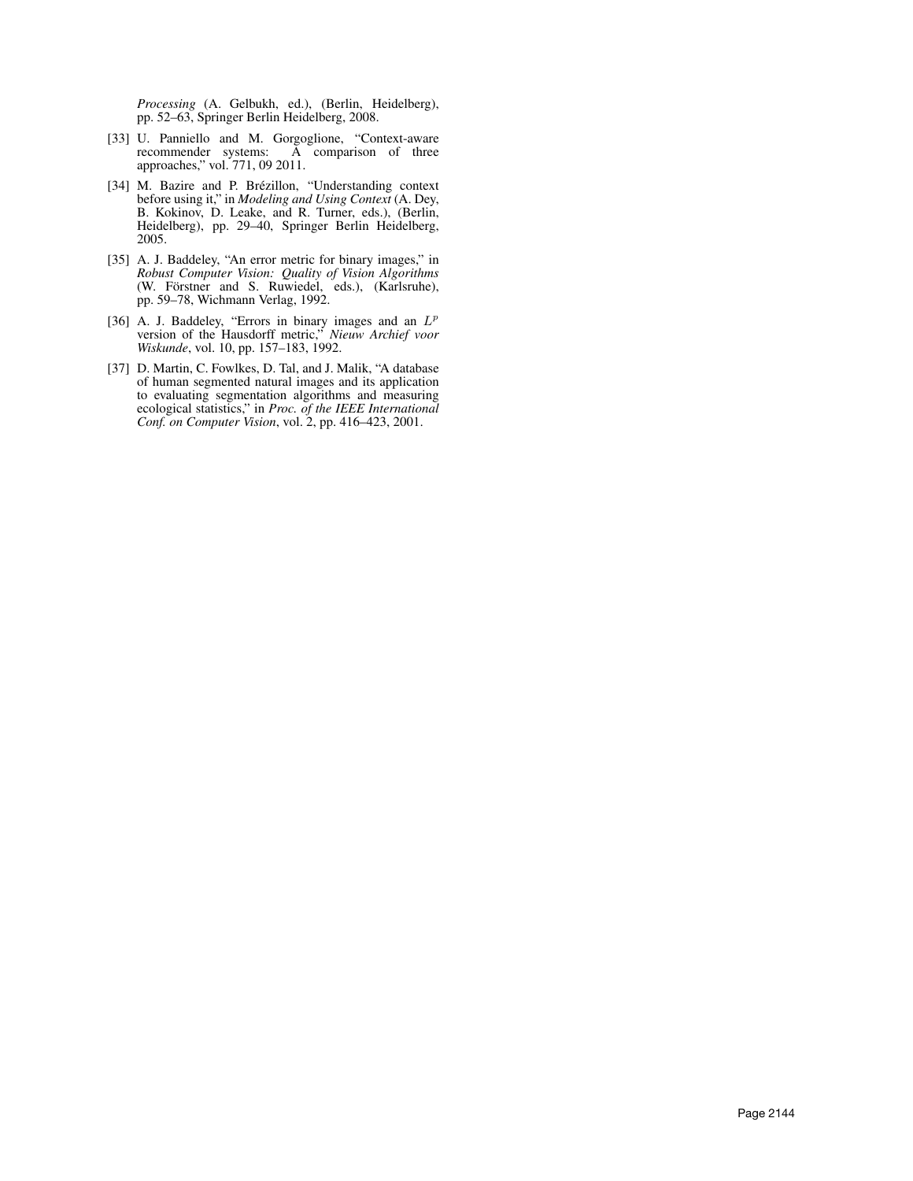*Processing* (A. Gelbukh, ed.), (Berlin, Heidelberg), pp. 52–63, Springer Berlin Heidelberg, 2008.

[33] U. Panniello and M. Gorgoglione, "Context-aware recommender systems: A comparison of three approaches," vol. 771, 09 2011.

[34] M. Bazire and P. Brézillon, "Understanding context before using it," in *Modeling and Using Context* (A. Dey, B. Kokinov, D. Leake, and R. Turner, eds.), (Berlin, Heidelberg), pp. 29–40, Springer Berlin Heidelberg, 2005.

[35] A. J. Baddeley, "An error metric for binary images," in *Robust Computer Vision: Quality of Vision Algorithms* (W. Förstner and S. Ruwiedel, eds.), (Karlsruhe), pp. 59–78, Wichmann Verlag, 1992.

[36] A. J. Baddeley, "Errors in binary images and an $L^p$ version of the Hausdorff metric," *Nieuw Archief voor Wiskunde*, vol. 10, pp. 157–183, 1992.

[37] D. Martin, C. Fowlkes, D. Tal, and J. Malik, "A database of human segmented natural images and its application to evaluating segmentation algorithms and measuring ecological statistics," in *Proc. of the IEEE International Conf. on Computer Vision*, vol. 2, pp. 416–423, 2001.